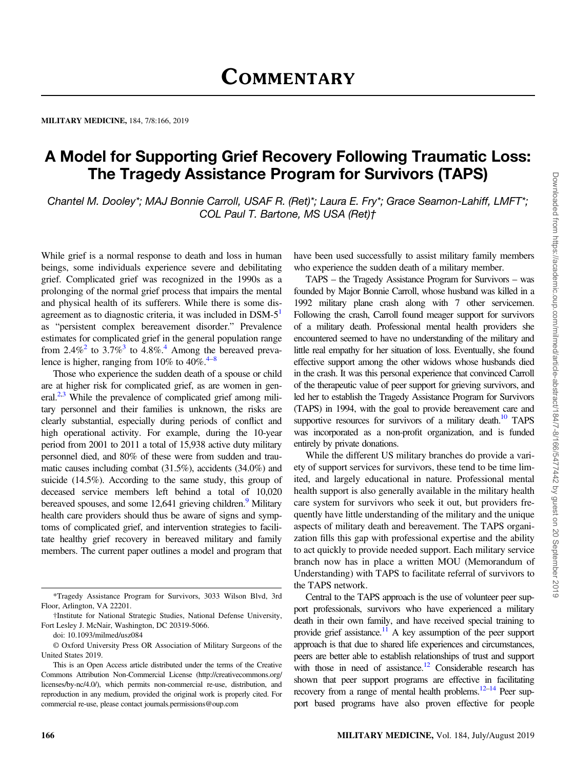# Commentary

## A Model for Supporting Grief Recovery Following Traumatic Loss: The Tragedy Assistance Program for Survivors (TAPS)

*Chantel M. Dooley*; MAJ Bonnie Carroll, USAF R. (Ret)*; Laura E. Fry*; Grace Seamon-Lahiff, LMFT*; COL Paul T. Bartone, MS USA (Ret)†*

While grief is a normal response to death and loss in human beings, some individuals experience severe and debilitating grief. Complicated grief was recognized in the 1990s as a prolonging of the normal grief process that impairs the mental and physical health of its sufferers. While there is some disagreement as to diagnostic criteria, it was included in DSM-5[1] as "persistent complex bereavement disorder." Prevalence estimates for complicated grief in the general population range from 2.4%[2] to 3.7%[3] to 4.8%.[4] Among the bereaved prevalence is higher, ranging from 10% to 40%.[4–8]

Those who experience the sudden death of a spouse or child are at higher risk for complicated grief, as are women in general.[2,3] While the prevalence of complicated grief among military personnel and their families is unknown, the risks are clearly substantial, especially during periods of conflict and high operational activity. For example, during the 10-year period from 2001 to 2011 a total of 15,938 active duty military personnel died, and 80% of these were from sudden and traumatic causes including combat (31.5%), accidents (34.0%) and suicide (14.5%). According to the same study, this group of deceased service members left behind a total of 10,020 bereaved spouses, and some 12,641 grieving children.[9] Military health care providers should thus be aware of signs and symptoms of complicated grief, and intervention strategies to facilitate healthy grief recovery in bereaved military and family members. The current paper outlines a model and program that have been used successfully to assist military family members who experience the sudden death of a military member.

TAPS – the Tragedy Assistance Program for Survivors – was founded by Major Bonnie Carroll, whose husband was killed in a 1992 military plane crash along with 7 other servicemen. Following the crash, Carroll found meager support for survivors of a military death. Professional mental health providers she encountered seemed to have no understanding of the military and little real empathy for her situation of loss. Eventually, she found effective support among the other widows whose husbands died in the crash. It was this personal experience that convinced Carroll of the therapeutic value of peer support for grieving survivors, and led her to establish the Tragedy Assistance Program for Survivors (TAPS) in 1994, with the goal to provide bereavement care and supportive resources for survivors of a military death.[10] TAPS was incorporated as a non-profit organization, and is funded entirely by private donations.

While the different US military branches do provide a variety of support services for survivors, these tend to be time limited, and largely educational in nature. Professional mental health support is also generally available in the military health care system for survivors who seek it out, but providers frequently have little understanding of the military and the unique aspects of military death and bereavement. The TAPS organization fills this gap with professional expertise and the ability to act quickly to provide needed support. Each military service branch now has in place a written MOU (Memorandum of Understanding) with TAPS to facilitate referral of survivors to the TAPS network.

Central to the TAPS approach is the use of volunteer peer support professionals, survivors who have experienced a military death in their own family, and have received special training to provide grief assistance.[11] A key assumption of the peer support approach is that due to shared life experiences and circumstances, peers are better able to establish relationships of trust and support with those in need of assistance.[12] Considerable research has shown that peer support programs are effective in facilitating recovery from a range of mental health problems.[12–14] Peer support based programs have also proven effective for people

---

*Tragedy Assistance Program for Survivors, 3033 Wilson Blvd, 3rd Floor, Arlington, VA 22201.

†Institute for National Strategic Studies, National Defense University, Fort Lesley J. McNair, Washington, DC 20319-5066.

doi: 10.1093/milmed/usz084

© Oxford University Press OR Association of Military Surgeons of the United States 2019.

This is an Open Access article distributed under the terms of the Creative Commons Attribution Non-Commercial License (http://creativecommons.org/licenses/by-nc/4.0/), which permits non-commercial re-use, distribution, and reproduction in any medium, provided the original work is properly cited. For commercial re-use, please contact journals.permissions@oup.com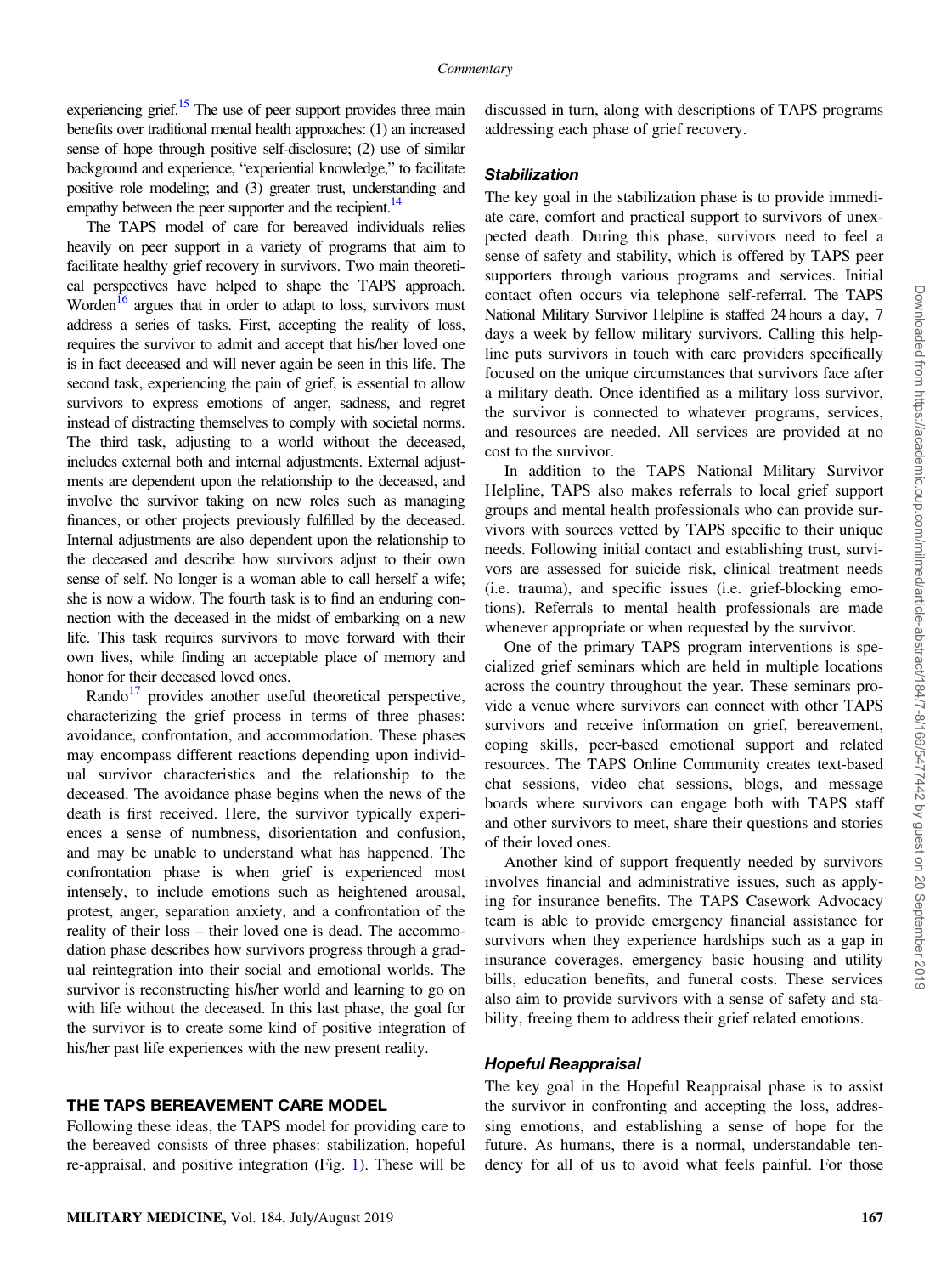experiencing grief.[15] The use of peer support provides three main benefits over traditional mental health approaches: (1) an increased sense of hope through positive self-disclosure; (2) use of similar background and experience, "experiential knowledge," to facilitate positive role modeling; and (3) greater trust, understanding and empathy between the peer supporter and the recipient.[14]

The TAPS model of care for bereaved individuals relies heavily on peer support in a variety of programs that aim to facilitate healthy grief recovery in survivors. Two main theoretical perspectives have helped to shape the TAPS approach. Worden[16] argues that in order to adapt to loss, survivors must address a series of tasks. First, accepting the reality of loss, requires the survivor to admit and accept that his/her loved one is in fact deceased and will never again be seen in this life. The second task, experiencing the pain of grief, is essential to allow survivors to express emotions of anger, sadness, and regret instead of distracting themselves to comply with societal norms. The third task, adjusting to a world without the deceased, includes external both and internal adjustments. External adjustments are dependent upon the relationship to the deceased, and involve the survivor taking on new roles such as managing finances, or other projects previously fulfilled by the deceased. Internal adjustments are also dependent upon the relationship to the deceased and describe how survivors adjust to their own sense of self. No longer is a woman able to call herself a wife; she is now a widow. The fourth task is to find an enduring connection with the deceased in the midst of embarking on a new life. This task requires survivors to move forward with their own lives, while finding an acceptable place of memory and honor for their deceased loved ones.

Rando[17] provides another useful theoretical perspective, characterizing the grief process in terms of three phases: avoidance, confrontation, and accommodation. These phases may encompass different reactions depending upon individual survivor characteristics and the relationship to the deceased. The avoidance phase begins when the news of the death is first received. Here, the survivor typically experiences a sense of numbness, disorientation and confusion, and may be unable to understand what has happened. The confrontation phase is when grief is experienced most intensely, to include emotions such as heightened arousal, protest, anger, separation anxiety, and a confrontation of the reality of their loss – their loved one is dead. The accommodation phase describes how survivors progress through a gradual reintegration into their social and emotional worlds. The survivor is reconstructing his/her world and learning to go on with life without the deceased. In this last phase, the goal for the survivor is to create some kind of positive integration of his/her past life experiences with the new present reality.

## THE TAPS BEREAVEMENT CARE MODEL

Following these ideas, the TAPS model for providing care to the bereaved consists of three phases: stabilization, hopeful re-appraisal, and positive integration (Fig. 1). These will be discussed in turn, along with descriptions of TAPS programs addressing each phase of grief recovery.

### *Stabilization*

The key goal in the stabilization phase is to provide immediate care, comfort and practical support to survivors of unexpected death. During this phase, survivors need to feel a sense of safety and stability, which is offered by TAPS peer supporters through various programs and services. Initial contact often occurs via telephone self-referral. The TAPS National Military Survivor Helpline is staffed 24 hours a day, 7 days a week by fellow military survivors. Calling this helpline puts survivors in touch with care providers specifically focused on the unique circumstances that survivors face after a military death. Once identified as a military loss survivor, the survivor is connected to whatever programs, services, and resources are needed. All services are provided at no cost to the survivor.

In addition to the TAPS National Military Survivor Helpline, TAPS also makes referrals to local grief support groups and mental health professionals who can provide survivors with sources vetted by TAPS specific to their unique needs. Following initial contact and establishing trust, survivors are assessed for suicide risk, clinical treatment needs (i.e. trauma), and specific issues (i.e. grief-blocking emotions). Referrals to mental health professionals are made whenever appropriate or when requested by the survivor.

One of the primary TAPS program interventions is specialized grief seminars which are held in multiple locations across the country throughout the year. These seminars provide a venue where survivors can connect with other TAPS survivors and receive information on grief, bereavement, coping skills, peer-based emotional support and related resources. The TAPS Online Community creates text-based chat sessions, video chat sessions, blogs, and message boards where survivors can engage both with TAPS staff and other survivors to meet, share their questions and stories of their loved ones.

Another kind of support frequently needed by survivors involves financial and administrative issues, such as applying for insurance benefits. The TAPS Casework Advocacy team is able to provide emergency financial assistance for survivors when they experience hardships such as a gap in insurance coverages, emergency basic housing and utility bills, education benefits, and funeral costs. These services also aim to provide survivors with a sense of safety and stability, freeing them to address their grief related emotions.

### *Hopeful Reappraisal*

The key goal in the Hopeful Reappraisal phase is to assist the survivor in confronting and accepting the loss, addressing emotions, and establishing a sense of hope for the future. As humans, there is a normal, understandable tendency for all of us to avoid what feels painful. For those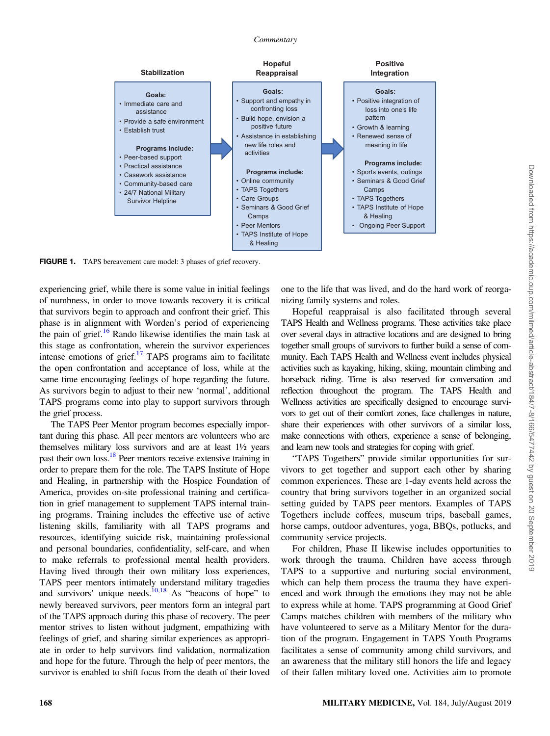## Stabilization

**Goals:**
- Immediate care and assistance
- Provide a safe environment
- Establish trust

**Programs include:**
- Peer-based support
- Practical assistance
- Casework assistance
- Community-based care
- 24/7 National Military Survivor Helpline

## Hopeful Reappraisal

**Goals:**
- Support and empathy in confronting loss
- Build hope, envision a positive future
- Assistance in establishing new life roles and activities

**Programs include:**
- Online community
- TAPS Togethers
- Care Groups
- Seminars & Good Grief Camps
- Peer Mentors
- TAPS Institute of Hope & Healing

## Positive Integration

**Goals:**
- Positive integration of loss into one's life pattern
- Growth & learning
- Renewed sense of meaning in life

**Programs include:**
- Sports events, outings
- Seminars & Good Grief Camps
- TAPS Togethers
- TAPS Institute of Hope & Healing
- Ongoing Peer Support

**FIGURE 1.** TAPS bereavement care model: 3 phases of grief recovery.

experiencing grief, while there is some value in initial feelings of numbness, in order to move towards recovery it is critical that survivors begin to approach and confront their grief. This phase is in alignment with Worden's period of experiencing the pain of grief.[16] Rando likewise identifies the main task at this stage as confrontation, wherein the survivor experiences intense emotions of grief.[17] TAPS programs aim to facilitate the open confrontation and acceptance of loss, while at the same time encouraging feelings of hope regarding the future. As survivors begin to adjust to their new 'normal', additional TAPS programs come into play to support survivors through the grief process.

The TAPS Peer Mentor program becomes especially important during this phase. All peer mentors are volunteers who are themselves military loss survivors and are at least 1½ years past their own loss.[18] Peer mentors receive extensive training in order to prepare them for the role. The TAPS Institute of Hope and Healing, in partnership with the Hospice Foundation of America, provides on-site professional training and certification in grief management to supplement TAPS internal training programs. Training includes the effective use of active listening skills, familiarity with all TAPS programs and resources, identifying suicide risk, maintaining professional and personal boundaries, confidentiality, self-care, and when to make referrals to professional mental health providers. Having lived through their own military loss experiences, TAPS peer mentors intimately understand military tragedies and survivors' unique needs.[10,18] As "beacons of hope" to newly bereaved survivors, peer mentors form an integral part of the TAPS approach during this phase of recovery. The peer mentor strives to listen without judgment, empathizing with feelings of grief, and sharing similar experiences as appropriate in order to help survivors find validation, normalization and hope for the future. Through the help of peer mentors, the survivor is enabled to shift focus from the death of their loved one to the life that was lived, and do the hard work of reorganizing family systems and roles.

Hopeful reappraisal is also facilitated through several TAPS Health and Wellness programs. These activities take place over several days in attractive locations and are designed to bring together small groups of survivors to further build a sense of community. Each TAPS Health and Wellness event includes physical activities such as kayaking, hiking, skiing, mountain climbing and horseback riding. Time is also reserved for conversation and reflection throughout the program. The TAPS Health and Wellness activities are specifically designed to encourage survivors to get out of their comfort zones, face challenges in nature, share their experiences with other survivors of a similar loss, make connections with others, experience a sense of belonging, and learn new tools and strategies for coping with grief.

"TAPS Togethers" provide similar opportunities for survivors to get together and support each other by sharing common experiences. These are 1-day events held across the country that bring survivors together in an organized social setting guided by TAPS peer mentors. Examples of TAPS Togethers include coffees, museum trips, baseball games, horse camps, outdoor adventures, yoga, BBQs, potlucks, and community service projects.

For children, Phase II likewise includes opportunities to work through the trauma. Children have access through TAPS to a supportive and nurturing social environment, which can help them process the trauma they have experienced and work through the emotions they may not be able to express while at home. TAPS programming at Good Grief Camps matches children with members of the military who have volunteered to serve as a Military Mentor for the duration of the program. Engagement in TAPS Youth Programs facilitates a sense of community among child survivors, and an awareness that the military still honors the life and legacy of their fallen military loved one. Activities aim to promote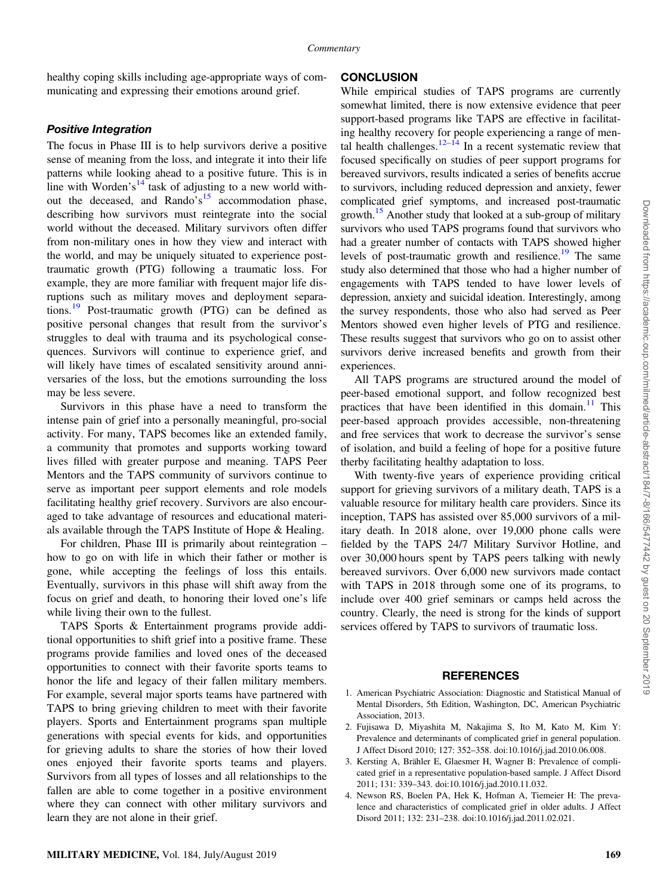healthy coping skills including age-appropriate ways of communicating and expressing their emotions around grief.

### *Positive Integration*

The focus in Phase III is to help survivors derive a positive sense of meaning from the loss, and integrate it into their life patterns while looking ahead to a positive future. This is in line with Worden's[14] task of adjusting to a new world without the deceased, and Rando's[15] accommodation phase, describing how survivors must reintegrate into the social world without the deceased. Military survivors often differ from non-military ones in how they view and interact with the world, and may be uniquely situated to experience post-traumatic growth (PTG) following a traumatic loss. For example, they are more familiar with frequent major life disruptions such as military moves and deployment separations.[19] Post-traumatic growth (PTG) can be defined as positive personal changes that result from the survivor's struggles to deal with trauma and its psychological consequences. Survivors will continue to experience grief, and will likely have times of escalated sensitivity around anniversaries of the loss, but the emotions surrounding the loss may be less severe.

Survivors in this phase have a need to transform the intense pain of grief into a personally meaningful, pro-social activity. For many, TAPS becomes like an extended family, a community that promotes and supports working toward lives filled with greater purpose and meaning. TAPS Peer Mentors and the TAPS community of survivors continue to serve as important peer support elements and role models facilitating healthy grief recovery. Survivors are also encouraged to take advantage of resources and educational materials available through the TAPS Institute of Hope & Healing.

For children, Phase III is primarily about reintegration – how to go on with life in which their father or mother is gone, while accepting the feelings of loss this entails. Eventually, survivors in this phase will shift away from the focus on grief and death, to honoring their loved one's life while living their own to the fullest.

TAPS Sports & Entertainment programs provide additional opportunities to shift grief into a positive frame. These programs provide families and loved ones of the deceased opportunities to connect with their favorite sports teams to honor the life and legacy of their fallen military members. For example, several major sports teams have partnered with TAPS to bring grieving children to meet with their favorite players. Sports and Entertainment programs span multiple generations with special events for kids, and opportunities for grieving adults to share the stories of how their loved ones enjoyed their favorite sports teams and players. Survivors from all types of losses and all relationships to the fallen are able to come together in a positive environment where they can connect with other military survivors and learn they are not alone in their grief.

## CONCLUSION

While empirical studies of TAPS programs are currently somewhat limited, there is now extensive evidence that peer support-based programs like TAPS are effective in facilitating healthy recovery for people experiencing a range of mental health challenges.[12–14] In a recent systematic review that focused specifically on studies of peer support programs for bereaved survivors, results indicated a series of benefits accrue to survivors, including reduced depression and anxiety, fewer complicated grief symptoms, and increased post-traumatic growth.[15] Another study that looked at a sub-group of military survivors who used TAPS programs found that survivors who had a greater number of contacts with TAPS showed higher levels of post-traumatic growth and resilience.[19] The same study also determined that those who had a higher number of engagements with TAPS tended to have lower levels of depression, anxiety and suicidal ideation. Interestingly, among the survey respondents, those who also had served as Peer Mentors showed even higher levels of PTG and resilience. These results suggest that survivors who go on to assist other survivors derive increased benefits and growth from their experiences.

All TAPS programs are structured around the model of peer-based emotional support, and follow recognized best practices that have been identified in this domain.[11] This peer-based approach provides accessible, non-threatening and free services that work to decrease the survivor's sense of isolation, and build a feeling of hope for a positive future therby facilitating healthy adaptation to loss.

With twenty-five years of experience providing critical support for grieving survivors of a military death, TAPS is a valuable resource for military health care providers. Since its inception, TAPS has assisted over 85,000 survivors of a military death. In 2018 alone, over 19,000 phone calls were fielded by the TAPS 24/7 Military Survivor Hotline, and over 30,000 hours spent by TAPS peers talking with newly bereaved survivors. Over 6,000 new survivors made contact with TAPS in 2018 through some one of its programs, to include over 400 grief seminars or camps held across the country. Clearly, the need is strong for the kinds of support services offered by TAPS to survivors of traumatic loss.

## REFERENCES

1. American Psychiatric Association: Diagnostic and Statistical Manual of Mental Disorders, 5th Edition, Washington, DC, American Psychiatric Association, 2013.
2. Fujisawa D, Miyashita M, Nakajima S, Ito M, Kato M, Kim Y: Prevalence and determinants of complicated grief in general population. J Affect Disord 2010; 127: 352–358. doi:10.1016/j.jad.2010.06.008.
3. Kersting A, Brähler E, Glaesmer H, Wagner B: Prevalence of complicated grief in a representative population-based sample. J Affect Disord 2011; 131: 339–343. doi:10.1016/j.jad.2010.11.032.
4. Newson RS, Boelen PA, Hek K, Hofman A, Tiemeier H: The prevalence and characteristics of complicated grief in older adults. J Affect Disord 2011; 132: 231–238. doi:10.1016/j.jad.2011.02.021.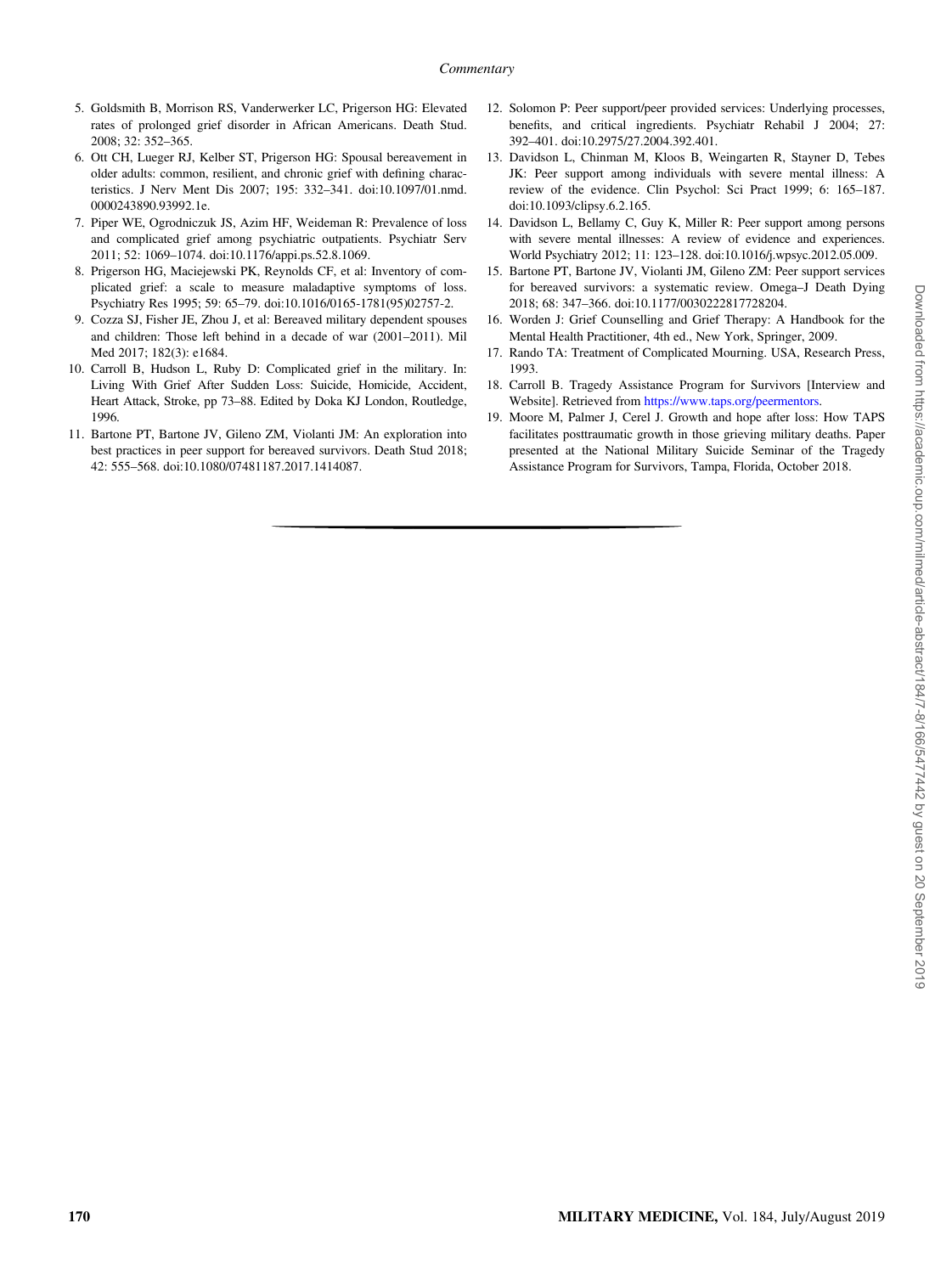5. Goldsmith B, Morrison RS, Vanderwerker LC, Prigerson HG: Elevated rates of prolonged grief disorder in African Americans. Death Stud. 2008; 32: 352–365.
6. Ott CH, Lueger RJ, Kelber ST, Prigerson HG: Spousal bereavement in older adults: common, resilient, and chronic grief with defining characteristics. J Nerv Ment Dis 2007; 195: 332–341. doi:10.1097/01.nmd.0000243890.93992.1e.
7. Piper WE, Ogrodniczuk JS, Azim HF, Weideman R: Prevalence of loss and complicated grief among psychiatric outpatients. Psychiatr Serv 2011; 52: 1069–1074. doi:10.1176/appi.ps.52.8.1069.
8. Prigerson HG, Maciejewski PK, Reynolds CF, et al: Inventory of complicated grief: a scale to measure maladaptive symptoms of loss. Psychiatry Res 1995; 59: 65–79. doi:10.1016/0165-1781(95)02757-2.
9. Cozza SJ, Fisher JE, Zhou J, et al: Bereaved military dependent spouses and children: Those left behind in a decade of war (2001–2011). Mil Med 2017; 182(3): e1684.
10. Carroll B, Hudson L, Ruby D: Complicated grief in the military. In: Living With Grief After Sudden Loss: Suicide, Homicide, Accident, Heart Attack, Stroke, pp 73–88. Edited by Doka KJ London, Routledge, 1996.
11. Bartone PT, Bartone JV, Gileno ZM, Violanti JM: An exploration into best practices in peer support for bereaved survivors. Death Stud 2018; 42: 555–568. doi:10.1080/07481187.2017.1414087.
12. Solomon P: Peer support/peer provided services: Underlying processes, benefits, and critical ingredients. Psychiatr Rehabil J 2004; 27: 392–401. doi:10.2975/27.2004.392.401.
13. Davidson L, Chinman M, Kloos B, Weingarten R, Stayner D, Tebes JK: Peer support among individuals with severe mental illness: A review of the evidence. Clin Psychol: Sci Pract 1999; 6: 165–187. doi:10.1093/clipsy.6.2.165.
14. Davidson L, Bellamy C, Guy K, Miller R: Peer support among persons with severe mental illnesses: A review of evidence and experiences. World Psychiatry 2012; 11: 123–128. doi:10.1016/j.wpsyc.2012.05.009.
15. Bartone PT, Bartone JV, Violanti JM, Gileno ZM: Peer support services for bereaved survivors: a systematic review. Omega–J Death Dying 2018; 68: 347–366. doi:10.1177/0030222817728204.
16. Worden J: Grief Counselling and Grief Therapy: A Handbook for the Mental Health Practitioner, 4th ed., New York, Springer, 2009.
17. Rando TA: Treatment of Complicated Mourning. USA, Research Press, 1993.
18. Carroll B. Tragedy Assistance Program for Survivors [Interview and Website]. Retrieved from https://www.taps.org/peermentors.
19. Moore M, Palmer J, Cerel J. Growth and hope after loss: How TAPS facilitates posttraumatic growth in those grieving military deaths. Paper presented at the National Military Suicide Seminar of the Tragedy Assistance Program for Survivors, Tampa, Florida, October 2018.